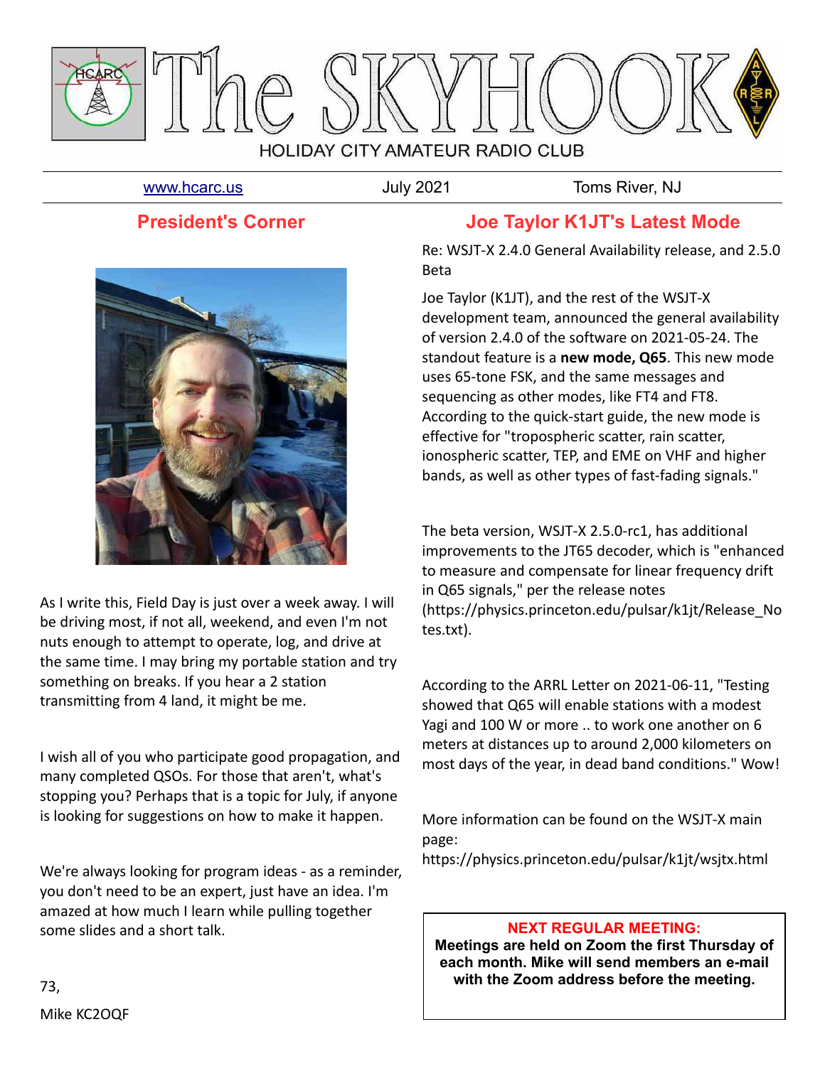# The SKYHOOK

HOLIDAY CITY AMATEUR RADIO CLUB

www.hcarc.us | July 2021 | Toms River, NJ

## President's Corner

As I write this, Field Day is just over a week away. I will be driving most, if not all, weekend, and even I'm not nuts enough to attempt to operate, log, and drive at the same time. I may bring my portable station and try something on breaks. If you hear a 2 station transmitting from 4 land, it might be me.

I wish all of you who participate good propagation, and many completed QSOs. For those that aren't, what's stopping you? Perhaps that is a topic for July, if anyone is looking for suggestions on how to make it happen.

We're always looking for program ideas - as a reminder, you don't need to be an expert, just have an idea. I'm amazed at how much I learn while pulling together some slides and a short talk.

73,

Mike KC2OQF

## Joe Taylor K1JT's Latest Mode

Re: WSJT-X 2.4.0 General Availability release, and 2.5.0 Beta

Joe Taylor (K1JT), and the rest of the WSJT-X development team, announced the general availability of version 2.4.0 of the software on 2021-05-24. The standout feature is a **new mode, Q65**. This new mode uses 65-tone FSK, and the same messages and sequencing as other modes, like FT4 and FT8. According to the quick-start guide, the new mode is effective for "tropospheric scatter, rain scatter, ionospheric scatter, TEP, and EME on VHF and higher bands, as well as other types of fast-fading signals."

The beta version, WSJT-X 2.5.0-rc1, has additional improvements to the JT65 decoder, which is "enhanced to measure and compensate for linear frequency drift in Q65 signals," per the release notes (https://physics.princeton.edu/pulsar/k1jt/Release_Notes.txt).

According to the ARRL Letter on 2021-06-11, "Testing showed that Q65 will enable stations with a modest Yagi and 100 W or more .. to work one another on 6 meters at distances up to around 2,000 kilometers on most days of the year, in dead band conditions." Wow!

More information can be found on the WSJT-X main page:
https://physics.princeton.edu/pulsar/k1jt/wsjtx.html

**NEXT REGULAR MEETING:**
**Meetings are held on Zoom the first Thursday of each month. Mike will send members an e-mail with the Zoom address before the meeting.**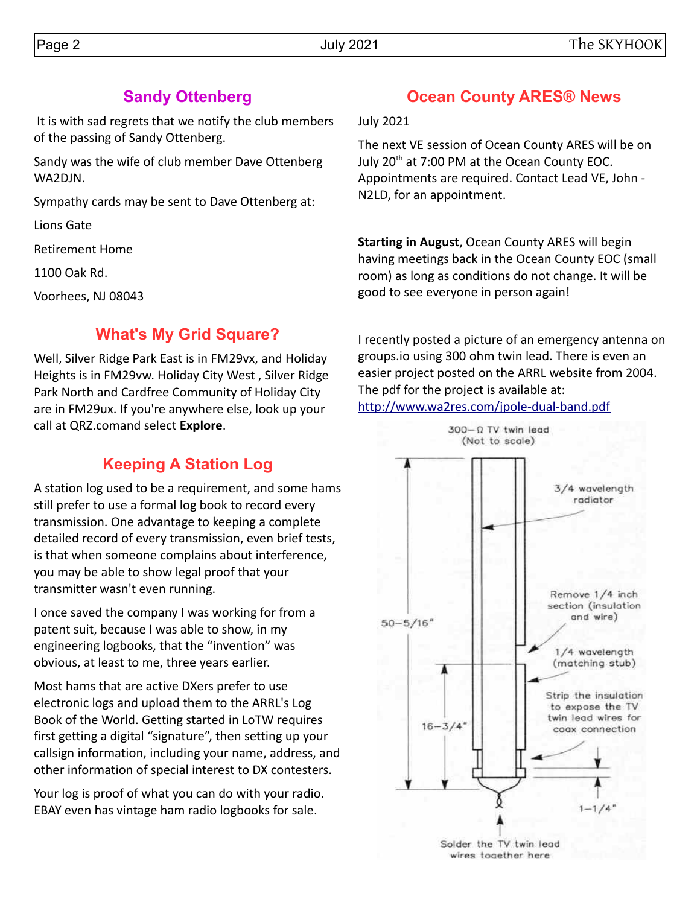## Sandy Ottenberg

It is with sad regrets that we notify the club members of the passing of Sandy Ottenberg.

Sandy was the wife of club member Dave Ottenberg WA2DJN.

Sympathy cards may be sent to Dave Ottenberg at:

Lions Gate

Retirement Home

1100 Oak Rd.

Voorhees, NJ 08043

## What's My Grid Square?

Well, Silver Ridge Park East is in FM29vx, and Holiday Heights is in FM29vw. Holiday City West , Silver Ridge Park North and Cardfree Community of Holiday City are in FM29ux. If you're anywhere else, look up your call at QRZ.comand select **Explore**.

## Keeping A Station Log

A station log used to be a requirement, and some hams still prefer to use a formal log book to record every transmission. One advantage to keeping a complete detailed record of every transmission, even brief tests, is that when someone complains about interference, you may be able to show legal proof that your transmitter wasn't even running.

I once saved the company I was working for from a patent suit, because I was able to show, in my engineering logbooks, that the "invention" was obvious, at least to me, three years earlier.

Most hams that are active DXers prefer to use electronic logs and upload them to the ARRL's Log Book of the World. Getting started in LoTW requires first getting a digital "signature", then setting up your callsign information, including your name, address, and other information of special interest to DX contesters.

Your log is proof of what you can do with your radio. EBAY even has vintage ham radio logbooks for sale.

## Ocean County ARES® News

July 2021

The next VE session of Ocean County ARES will be on July 20th at 7:00 PM at the Ocean County EOC. Appointments are required. Contact Lead VE, John - N2LD, for an appointment.

**Starting in August**, Ocean County ARES will begin having meetings back in the Ocean County EOC (small room) as long as conditions do not change. It will be good to see everyone in person again!

I recently posted a picture of an emergency antenna on groups.io using 300 ohm twin lead. There is even an easier project posted on the ARRL website from 2004. The pdf for the project is available at: [http://www.wa2res.com/jpole-dual-band.pdf](http://www.wa2res.com/jpole-dual-band.pdf)

300-Ω TV twin lead (Not to scale)

3/4 wavelength radiator

Remove 1/4 inch section (insulation and wire)

1/4 wavelength (matching stub)

Strip the insulation to expose the TV twin lead wires for coax connection

50-5/16"

16-3/4"

1-1/4"

Solder the TV twin lead wires together here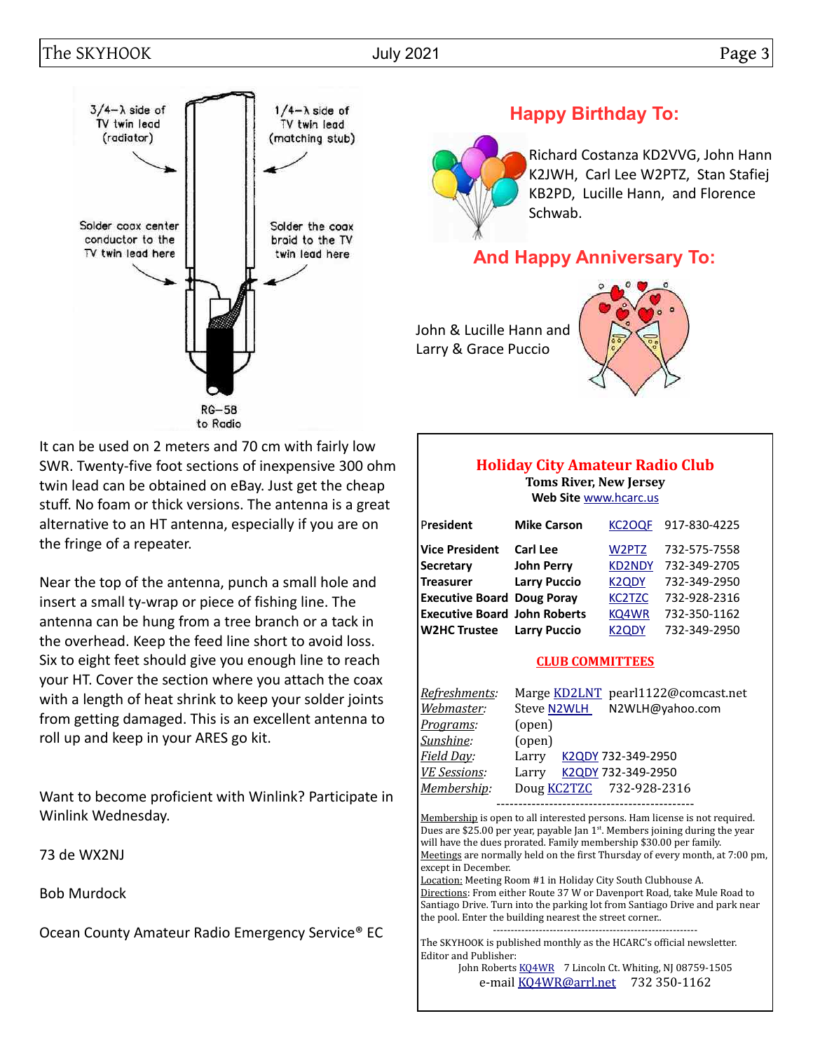3/4-λ side of TV twin lead (radiator)

1/4-λ side of TV twin lead (matching stub)

Solder coax center conductor to the TV twin lead here

Solder the coax braid to the TV twin lead here

RG-58 to Radio

It can be used on 2 meters and 70 cm with fairly low SWR. Twenty-five foot sections of inexpensive 300 ohm twin lead can be obtained on eBay. Just get the cheap stuff. No foam or thick versions. The antenna is a great alternative to an HT antenna, especially if you are on the fringe of a repeater.

Near the top of the antenna, punch a small hole and insert a small ty-wrap or piece of fishing line. The antenna can be hung from a tree branch or a tack in the overhead. Keep the feed line short to avoid loss. Six to eight feet should give you enough line to reach your HT. Cover the section where you attach the coax with a length of heat shrink to keep your solder joints from getting damaged. This is an excellent antenna to roll up and keep in your ARES go kit.

Want to become proficient with Winlink? Participate in Winlink Wednesday.

73 de WX2NJ

Bob Murdock

Ocean County Amateur Radio Emergency Service® EC

## Happy Birthday To:

Richard Costanza KD2VVG, John Hann K2JWH, Carl Lee W2PTZ, Stan Stafiej KB2PD, Lucille Hann, and Florence Schwab.

## And Happy Anniversary To:

John & Lucille Hann and Larry & Grace Puccio

## Holiday City Amateur Radio Club

**Toms River, New Jersey**

**Web Site** www.hcarc.us

| | | | |
|---|---|---|---|
| President | **Mike Carson** | KC2OQF | 917-830-4225 |
| **Vice President** | **Carl Lee** | W2PTZ | 732-575-7558 |
| **Secretary** | **John Perry** | KD2NDY | 732-349-2705 |
| **Treasurer** | **Larry Puccio** | K2QDY | 732-349-2950 |
| **Executive Board** | **Doug Poray** | KC2TZC | 732-928-2316 |
| **Executive Board** | **John Roberts** | KQ4WR | 732-350-1162 |
| **W2HC Trustee** | **Larry Puccio** | K2QDY | 732-349-2950 |

**CLUB COMMITTEES**

| | |
|---|---|
| *Refreshments:* | Marge KD2LNT pearl1122@comcast.net |
| *Webmaster:* | Steve N2WLH N2WLH@yahoo.com |
| *Programs:* | (open) |
| *Sunshine:* | (open) |
| *Field Day:* | Larry K2QDY 732-349-2950 |
| *VE Sessions:* | Larry K2QDY 732-349-2950 |
| *Membership:* | Doug KC2TZC 732-928-2316 |

---

Membership is open to all interested persons. Ham license is not required. Dues are $25.00 per year, payable Jan 1st. Members joining during the year will have the dues prorated. Family membership $30.00 per family.
Meetings are normally held on the first Thursday of every month, at 7:00 pm, except in December.
Location: Meeting Room #1 in Holiday City South Clubhouse A.
Directions: From either Route 37 W or Davenport Road, take Mule Road to Santiago Drive. Turn into the parking lot from Santiago Drive and park near the pool. Enter the building nearest the street corner..

---

The SKYHOOK is published monthly as the HCARC's official newsletter.
Editor and Publisher:
John Roberts KQ4WR 7 Lincoln Ct. Whiting, NJ 08759-1505
e-mail KQ4WR@arrl.net 732 350-1162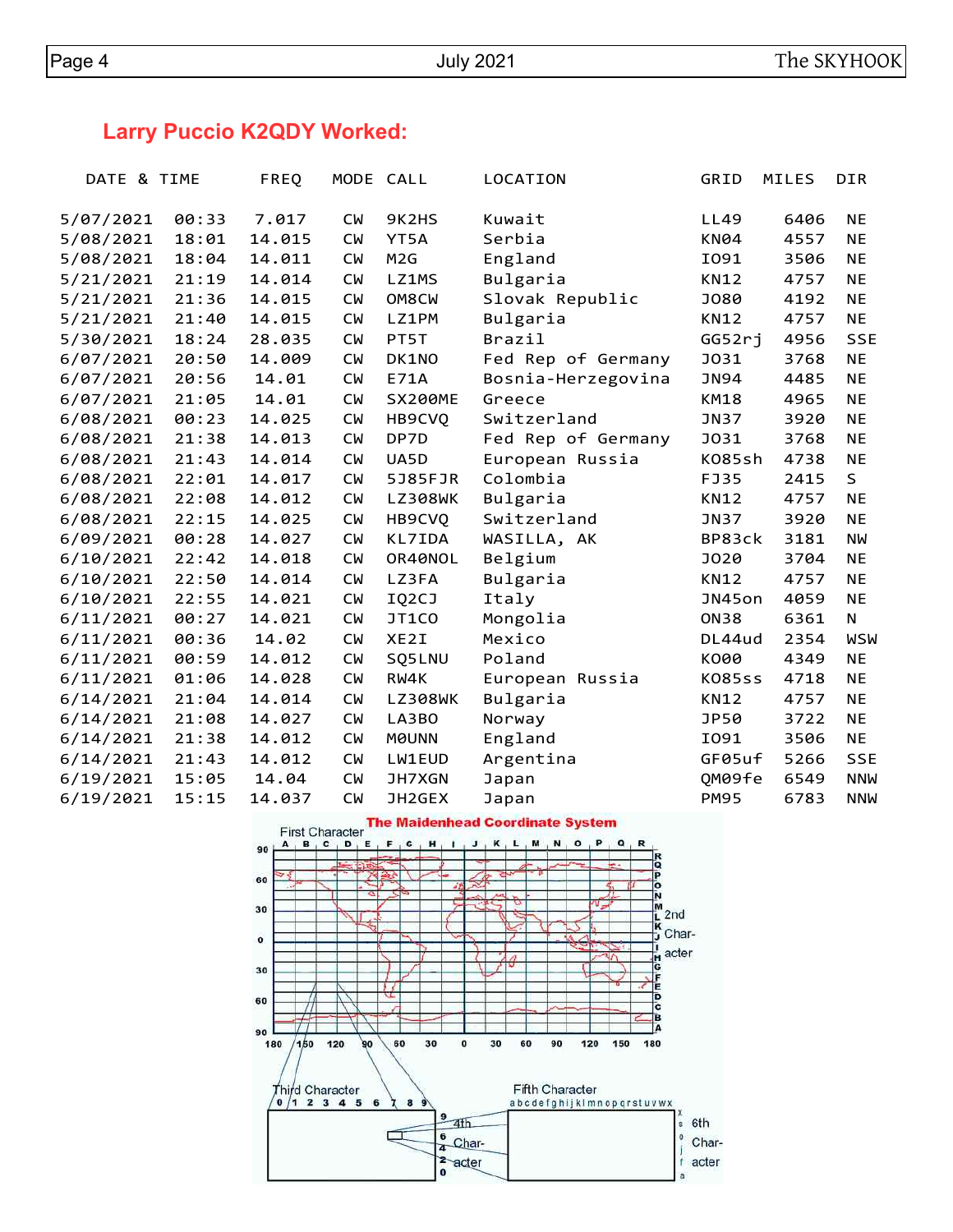## Larry Puccio K2QDY Worked:

| DATE & TIME | | FREQ | MODE | CALL | LOCATION | GRID | MILES | DIR |
|---|---|---|---|---|---|---|---|---|
| 5/07/2021 | 00:33 | 7.017 | CW | 9K2HS | Kuwait | LL49 | 6406 | NE |
| 5/08/2021 | 18:01 | 14.015 | CW | YT5A | Serbia | KN04 | 4557 | NE |
| 5/08/2021 | 18:04 | 14.011 | CW | M2G | England | IO91 | 3506 | NE |
| 5/21/2021 | 21:19 | 14.014 | CW | LZ1MS | Bulgaria | KN12 | 4757 | NE |
| 5/21/2021 | 21:36 | 14.015 | CW | OM8CW | Slovak Republic | JO80 | 4192 | NE |
| 5/21/2021 | 21:40 | 14.015 | CW | LZ1PM | Bulgaria | KN12 | 4757 | NE |
| 5/30/2021 | 18:24 | 28.035 | CW | PT5T | Brazil | GG52rj | 4956 | SSE |
| 6/07/2021 | 20:50 | 14.009 | CW | DK1NO | Fed Rep of Germany | JO31 | 3768 | NE |
| 6/07/2021 | 20:56 | 14.01 | CW | E71A | Bosnia-Herzegovina | JN94 | 4485 | NE |
| 6/07/2021 | 21:05 | 14.01 | CW | SX200ME | Greece | KM18 | 4965 | NE |
| 6/08/2021 | 00:23 | 14.025 | CW | HB9CVQ | Switzerland | JN37 | 3920 | NE |
| 6/08/2021 | 21:38 | 14.013 | CW | DP7D | Fed Rep of Germany | JO31 | 3768 | NE |
| 6/08/2021 | 21:43 | 14.014 | CW | UA5D | European Russia | KO85sh | 4738 | NE |
| 6/08/2021 | 22:01 | 14.017 | CW | 5J85FJR | Colombia | FJ35 | 2415 | S |
| 6/08/2021 | 22:08 | 14.012 | CW | LZ308WK | Bulgaria | KN12 | 4757 | NE |
| 6/08/2021 | 22:15 | 14.025 | CW | HB9CVQ | Switzerland | JN37 | 3920 | NE |
| 6/09/2021 | 00:28 | 14.027 | CW | KL7IDA | WASILLA, AK | BP83ck | 3181 | NW |
| 6/10/2021 | 22:42 | 14.018 | CW | OR40NOL | Belgium | JO20 | 3704 | NE |
| 6/10/2021 | 22:50 | 14.014 | CW | LZ3FA | Bulgaria | KN12 | 4757 | NE |
| 6/10/2021 | 22:55 | 14.021 | CW | IQ2CJ | Italy | JN45on | 4059 | NE |
| 6/11/2021 | 00:27 | 14.021 | CW | JT1CO | Mongolia | ON38 | 6361 | N |
| 6/11/2021 | 00:36 | 14.02 | CW | XE2I | Mexico | DL44ud | 2354 | WSW |
| 6/11/2021 | 00:59 | 14.012 | CW | SQ5LNU | Poland | KO00 | 4349 | NE |
| 6/11/2021 | 01:06 | 14.028 | CW | RW4K | European Russia | KO85ss | 4718 | NE |
| 6/14/2021 | 21:04 | 14.014 | CW | LZ308WK | Bulgaria | KN12 | 4757 | NE |
| 6/14/2021 | 21:08 | 14.027 | CW | LA3BO | Norway | JP50 | 3722 | NE |
| 6/14/2021 | 21:38 | 14.012 | CW | M0UNN | England | IO91 | 3506 | NE |
| 6/14/2021 | 21:43 | 14.012 | CW | LW1EUD | Argentina | GF05uf | 5266 | SSE |
| 6/19/2021 | 15:05 | 14.04 | CW | JH7XGN | Japan | QM09fe | 6549 | NNW |
| 6/19/2021 | 15:15 | 14.037 | CW | JH2GEX | Japan | PM95 | 6783 | NNW |

**The Maidenhead Coordinate System**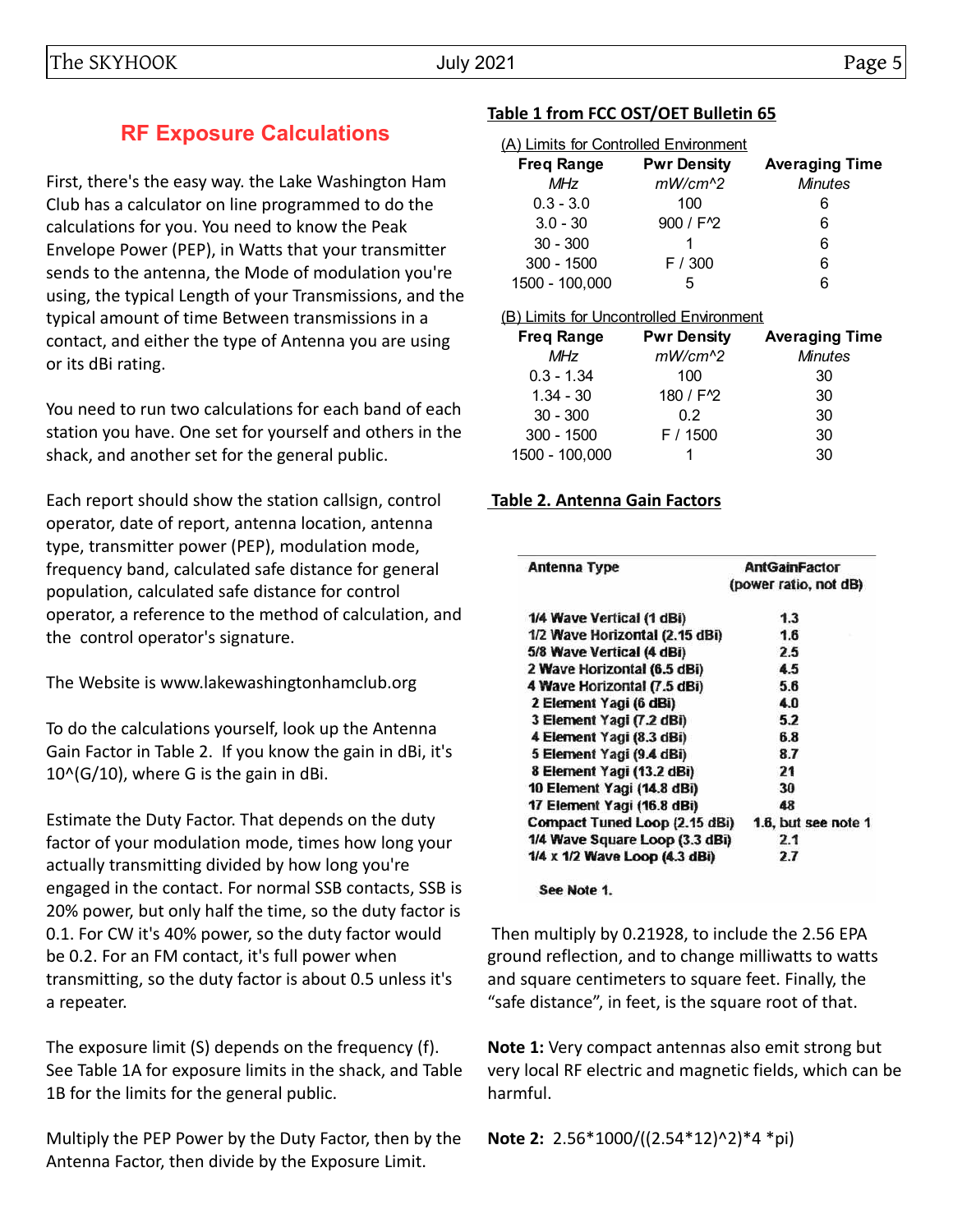## RF Exposure Calculations

First, there's the easy way. the Lake Washington Ham Club has a calculator on line programmed to do the calculations for you. You need to know the Peak Envelope Power (PEP), in Watts that your transmitter sends to the antenna, the Mode of modulation you're using, the typical Length of your Transmissions, and the typical amount of time Between transmissions in a contact, and either the type of Antenna you are using or its dBi rating.

You need to run two calculations for each band of each station you have. One set for yourself and others in the shack, and another set for the general public.

Each report should show the station callsign, control operator, date of report, antenna location, antenna type, transmitter power (PEP), modulation mode, frequency band, calculated safe distance for general population, calculated safe distance for control operator, a reference to the method of calculation, and the control operator's signature.

The Website is www.lakewashingtonhamclub.org

To do the calculations yourself, look up the Antenna Gain Factor in Table 2. If you know the gain in dBi, it's 10^(G/10), where G is the gain in dBi.

Estimate the Duty Factor. That depends on the duty factor of your modulation mode, times how long your actually transmitting divided by how long you're engaged in the contact. For normal SSB contacts, SSB is 20% power, but only half the time, so the duty factor is 0.1. For CW it's 40% power, so the duty factor would be 0.2. For an FM contact, it's full power when transmitting, so the duty factor is about 0.5 unless it's a repeater.

The exposure limit (S) depends on the frequency (f). See Table 1A for exposure limits in the shack, and Table 1B for the limits for the general public.

Multiply the PEP Power by the Duty Factor, then by the Antenna Factor, then divide by the Exposure Limit.

**Table 1 from FCC OST/OET Bulletin 65**

(A) Limits for Controlled Environment

| Freq Range | Pwr Density | Averaging Time |
|---|---|---|
| *MHz* | *mW/cm^2* | *Minutes* |
| 0.3 - 3.0 | 100 | 6 |
| 3.0 - 30 | 900 / F^2 | 6 |
| 30 - 300 | 1 | 6 |
| 300 - 1500 | F / 300 | 6 |
| 1500 - 100,000 | 5 | 6 |

(B) Limits for Uncontrolled Environment

| Freq Range | Pwr Density | Averaging Time |
|---|---|---|
| *MHz* | *mW/cm^2* | *Minutes* |
| 0.3 - 1.34 | 100 | 30 |
| 1.34 - 30 | 180 / F^2 | 30 |
| 30 - 300 | 0.2 | 30 |
| 300 - 1500 | F / 1500 | 30 |
| 1500 - 100,000 | 1 | 30 |

**Table 2. Antenna Gain Factors**

| Antenna Type | AntGainFactor (power ratio, not dB) |
|---|---|
| 1/4 Wave Vertical (1 dBi) | 1.3 |
| 1/2 Wave Horizontal (2.15 dBi) | 1.6 |
| 5/8 Wave Vertical (4 dBi) | 2.5 |
| 2 Wave Horizontal (6.5 dBi) | 4.5 |
| 4 Wave Horizontal (7.5 dBi) | 5.6 |
| 2 Element Yagi (6 dBi) | 4.0 |
| 3 Element Yagi (7.2 dBi) | 5.2 |
| 4 Element Yagi (8.3 dBi) | 6.8 |
| 5 Element Yagi (9.4 dBi) | 8.7 |
| 8 Element Yagi (13.2 dBi) | 21 |
| 10 Element Yagi (14.8 dBi) | 30 |
| 17 Element Yagi (16.8 dBi) | 48 |
| Compact Tuned Loop (2.15 dBi) | 1.6, but see note 1 |
| 1/4 Wave Square Loop (3.3 dBi) | 2.1 |
| 1/4 x 1/2 Wave Loop (4.3 dBi) | 2.7 |

See Note 1.

Then multiply by 0.21928, to include the 2.56 EPA ground reflection, and to change milliwatts to watts and square centimeters to square feet. Finally, the "safe distance", in feet, is the square root of that.

**Note 1:** Very compact antennas also emit strong but very local RF electric and magnetic fields, which can be harmful.

**Note 2:** 2.56*1000/((2.54*12)^2)*4 *pi)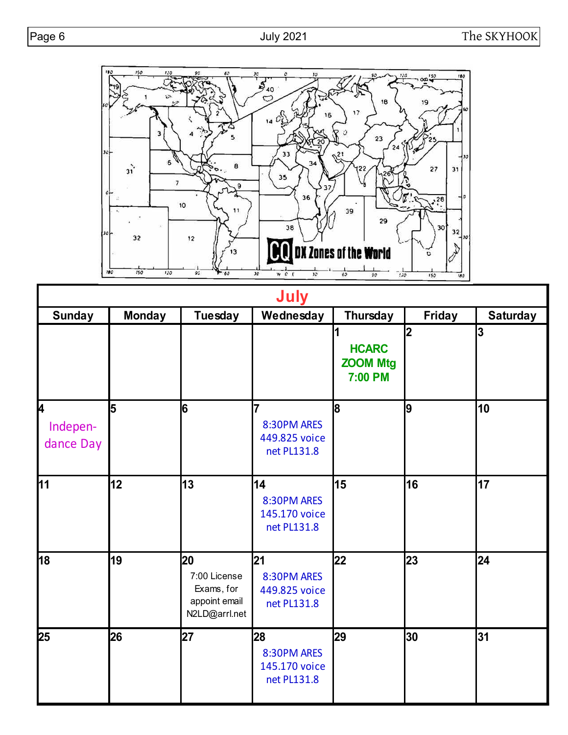## July

| Sunday | Monday | Tuesday | Wednesday | Thursday | Friday | Saturday |
|---|---|---|---|---|---|---|
| | | | | 1 HCARC ZOOM Mtg 7:00 PM | 2 | 3 |
| 4 Indepen-dance Day | 5 | 6 | 7 8:30PM ARES 449.825 voice net PL131.8 | 8 | 9 | 10 |
| 11 | 12 | 13 | 14 8:30PM ARES 145.170 voice net PL131.8 | 15 | 16 | 17 |
| 18 | 19 | 20 7:00 License Exams, for appoint email N2LD@arrl.net | 21 8:30PM ARES 449.825 voice net PL131.8 | 22 | 23 | 24 |
| 25 | 26 | 27 | 28 8:30PM ARES 145.170 voice net PL131.8 | 29 | 30 | 31 |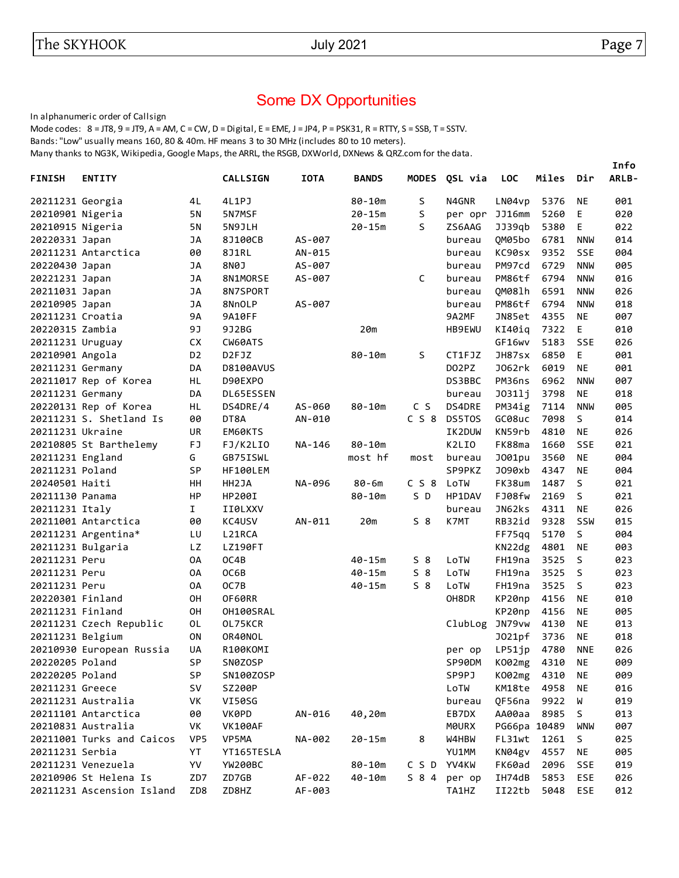# Some DX Opportunities

In alphanumeric order of Callsign

Mode codes: 8 = JT8, 9 = JT9, A = AM, C = CW, D = Digital, E = EME, J = JP4, P = PSK31, R = RTTY, S = SSB, T = SSTV.

Bands: "Low" usually means 160, 80 & 40m. HF means 3 to 30 MHz (includes 80 to 10 meters).

Many thanks to NG3K, Wikipedia, Google Maps, the ARRL, the RSGB, DXWorld, DXNews & QRZ.com for the data.

| FINISH | ENTITY | | CALLSIGN | IOTA | BANDS | MODES | QSL via | LOC | Miles | Dir | Info ARLB- |
|---|---|---|---|---|---|---|---|---|---|---|---|
| 20211231 | Georgia | 4L | 4L1PJ | | 80-10m | S | N4GNR | LN04vp | 5376 | NE | 001 |
| 20210901 | Nigeria | 5N | 5N7MSF | | 20-15m | S | per opr | JJ16mm | 5260 | E | 020 |
| 20210915 | Nigeria | 5N | 5N9JLH | | 20-15m | S | ZS6AAG | JJ39qb | 5380 | E | 022 |
| 20220331 | Japan | JA | 8J100CB | AS-007 | | | bureau | QM05bo | 6781 | NNW | 014 |
| 20211231 | Antarctica | 00 | 8J1RL | AN-015 | | | bureau | KC90sx | 9352 | SSE | 004 |
| 20220430 | Japan | JA | 8N0J | AS-007 | | | bureau | PM97cd | 6729 | NNW | 005 |
| 20221231 | Japan | JA | 8N1MORSE | AS-007 | | C | bureau | PM86tf | 6794 | NNW | 016 |
| 20211031 | Japan | JA | 8N7SPORT | | | | bureau | QM08lh | 6591 | NNW | 026 |
| 20210905 | Japan | JA | 8NnOLP | AS-007 | | | bureau | PM86tf | 6794 | NNW | 018 |
| 20211231 | Croatia | 9A | 9A10FF | | | | 9A2MF | JN85et | 4355 | NE | 007 |
| 20220315 | Zambia | 9J | 9J2BG | | 20m | | HB9EWU | KI40iq | 7322 | E | 010 |
| 20211231 | Uruguay | CX | CW60ATS | | | | | GF16wv | 5183 | SSE | 026 |
| 20210901 | Angola | D2 | D2FJZ | | 80-10m | S | CT1FJZ | JH87sx | 6850 | E | 001 |
| 20211231 | Germany | DA | D8100AVUS | | | | DO2PZ | JO62rk | 6019 | NE | 001 |
| 20211017 | Rep of Korea | HL | D90EXPO | | | | DS3BBC | PM36ns | 6962 | NNW | 007 |
| 20211231 | Germany | DA | DL65ESSEN | | | | bureau | JO31lj | 3798 | NE | 018 |
| 20220131 | Rep of Korea | HL | DS4DRE/4 | AS-060 | 80-10m | C S | DS4DRE | PM34ig | 7114 | NNW | 005 |
| 20211231 | S. Shetland Is | 00 | DT8A | AN-010 | | C S 8 | DS5TOS | GC08uc | 7098 | S | 014 |
| 20211231 | Ukraine | UR | EM60KTS | | | | IK2DUW | KN59rb | 4810 | NE | 026 |
| 20210805 | St Barthelemy | FJ | FJ/K2LIO | NA-146 | 80-10m | | K2LIO | FK88ma | 1660 | SSE | 021 |
| 20211231 | England | G | GB75ISWL | | most hf | most | bureau | JO01pu | 3560 | NE | 004 |
| 20211231 | Poland | SP | HF100LEM | | | | SP9PKZ | JO90xb | 4347 | NE | 004 |
| 20240501 | Haiti | HH | HH2JA | NA-096 | 80-6m | C S 8 | LoTW | FK38um | 1487 | S | 021 |
| 20211130 | Panama | HP | HP200I | | 80-10m | S D | HP1DAV | FJ08fw | 2169 | S | 021 |
| 20211231 | Italy | I | II0LXXV | | | | bureau | JN62ks | 4311 | NE | 026 |
| 20211001 | Antarctica | 00 | KC4USV | AN-011 | 20m | S 8 | K7MT | RB32id | 9328 | SSW | 015 |
| 20211231 | Argentina* | LU | L21RCA | | | | | FF75qq | 5170 | S | 004 |
| 20211231 | Bulgaria | LZ | LZ190FT | | | | | KN22dg | 4801 | NE | 003 |
| 20211231 | Peru | OA | OC4B | | 40-15m | S 8 | LoTW | FH19na | 3525 | S | 023 |
| 20211231 | Peru | OA | OC6B | | 40-15m | S 8 | LoTW | FH19na | 3525 | S | 023 |
| 20211231 | Peru | OA | OC7B | | 40-15m | S 8 | LoTW | FH19na | 3525 | S | 023 |
| 20220301 | Finland | OH | OF60RR | | | | OH8DR | KP20np | 4156 | NE | 010 |
| 20211231 | Finland | OH | OH100SRAL | | | | | KP20np | 4156 | NE | 005 |
| 20211231 | Czech Republic | OL | OL75KCR | | | | ClubLog | JN79vw | 4130 | NE | 013 |
| 20211231 | Belgium | ON | OR40NOL | | | | | JO21pf | 3736 | NE | 018 |
| 20210930 | European Russia | UA | R100KOMI | | | | per op | LP51jp | 4780 | NNE | 026 |
| 20220205 | Poland | SP | SN0ZOSP | | | | SP90DM | KO02mg | 4310 | NE | 009 |
| 20220205 | Poland | SP | SN100ZOSP | | | | SP9PJ | KO02mg | 4310 | NE | 009 |
| 20211231 | Greece | SV | SZ200P | | | | LoTW | KM18te | 4958 | NE | 016 |
| 20211231 | Australia | VK | VI50SG | | | | bureau | QF56na | 9922 | W | 019 |
| 20211101 | Antarctica | 00 | VK0PD | AN-016 | 40,20m | | EB7DX | AA00aa | 8985 | S | 013 |
| 20210831 | Australia | VK | VK100AF | | | | M0URX | PG66pa | 10489 | WNW | 007 |
| 20211001 | Turks and Caicos | VP5 | VP5MA | NA-002 | 20-15m | 8 | W4HBW | FL31wt | 1261 | S | 025 |
| 20211231 | Serbia | YT | YT165TESLA | | | | YU1MM | KN04gv | 4557 | NE | 005 |
| 20211231 | Venezuela | YV | YW200BC | | 80-10m | C S D | YV4KW | FK60ad | 2096 | SSE | 019 |
| 20210906 | St Helena Is | ZD7 | ZD7GB | AF-022 | 40-10m | S 8 4 | per op | IH74dB | 5853 | ESE | 026 |
| 20211231 | Ascension Island | ZD8 | ZD8HZ | AF-003 | | | TA1HZ | II22tb | 5048 | ESE | 012 |